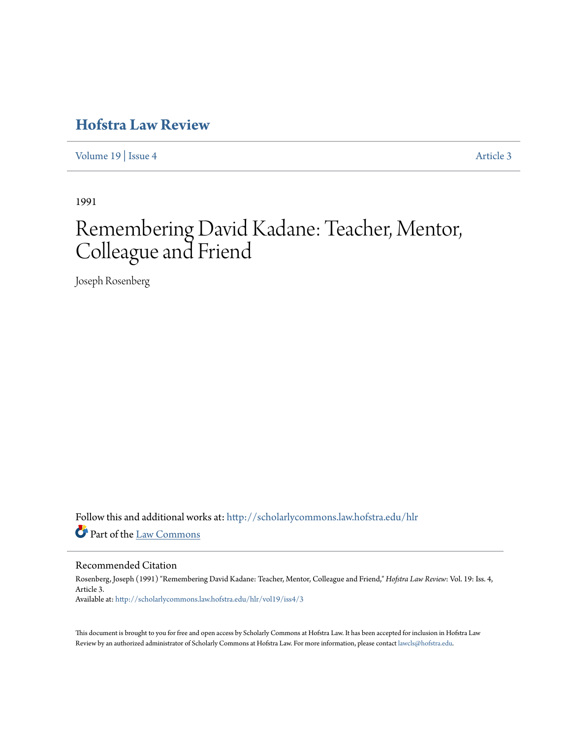# Hofstra Law Review

Volume 19 | Issue 4 Article 3

1991

# Remembering David Kadane: Teacher, Mentor, Colleague and Friend

Joseph Rosenberg

Follow this and additional works at: http://scholarlycommons.law.hofstra.edu/hlr

Part of the Law Commons

## Recommended Citation

Rosenberg, Joseph (1991) "Remembering David Kadane: Teacher, Mentor, Colleague and Friend," *Hofstra Law Review*: Vol. 19: Iss. 4, Article 3.
Available at: http://scholarlycommons.law.hofstra.edu/hlr/vol19/iss4/3

This document is brought to you for free and open access by Scholarly Commons at Hofstra Law. It has been accepted for inclusion in Hofstra Law Review by an authorized administrator of Scholarly Commons at Hofstra Law. For more information, please contact lawcls@hofstra.edu.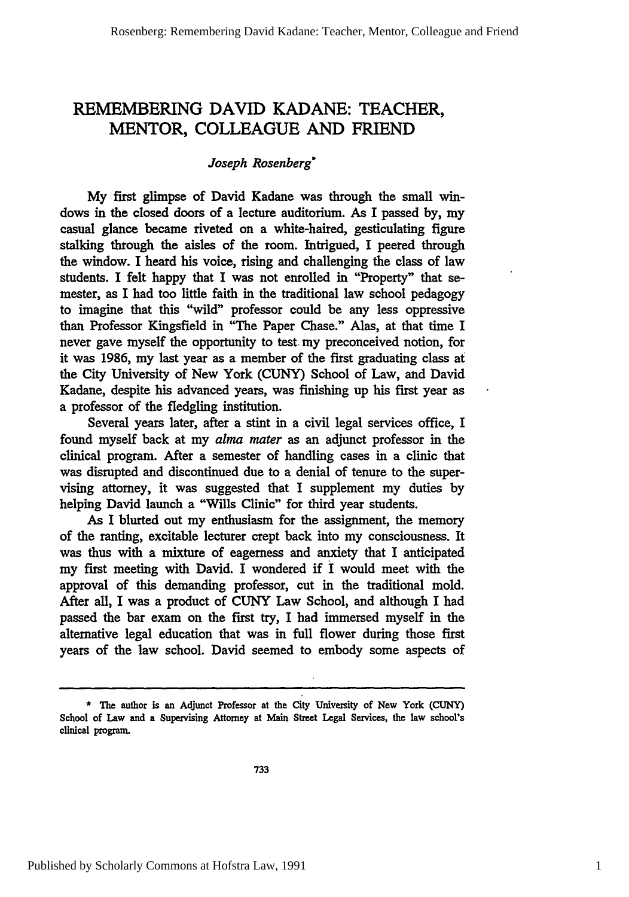# REMEMBERING DAVID KADANE: TEACHER, MENTOR, COLLEAGUE AND FRIEND

*Joseph Rosenberg*[*]

My first glimpse of David Kadane was through the small windows in the closed doors of a lecture auditorium. As I passed by, my casual glance became riveted on a white-haired, gesticulating figure stalking through the aisles of the room. Intrigued, I peered through the window. I heard his voice, rising and challenging the class of law students. I felt happy that I was not enrolled in "Property" that semester, as I had too little faith in the traditional law school pedagogy to imagine that this "wild" professor could be any less oppressive than Professor Kingsfield in "The Paper Chase." Alas, at that time I never gave myself the opportunity to test my preconceived notion, for it was 1986, my last year as a member of the first graduating class at the City University of New York (CUNY) School of Law, and David Kadane, despite his advanced years, was finishing up his first year as a professor of the fledgling institution.

Several years later, after a stint in a civil legal services office, I found myself back at my *alma mater* as an adjunct professor in the clinical program. After a semester of handling cases in a clinic that was disrupted and discontinued due to a denial of tenure to the supervising attorney, it was suggested that I supplement my duties by helping David launch a "Wills Clinic" for third year students.

As I blurted out my enthusiasm for the assignment, the memory of the ranting, excitable lecturer crept back into my consciousness. It was thus with a mixture of eagerness and anxiety that I anticipated my first meeting with David. I wondered if I would meet with the approval of this demanding professor, cut in the traditional mold. After all, I was a product of CUNY Law School, and although I had passed the bar exam on the first try, I had immersed myself in the alternative legal education that was in full flower during those first years of the law school. David seemed to embody some aspects of

---

[*] The author is an Adjunct Professor at the City University of New York (CUNY) School of Law and a Supervising Attorney at Main Street Legal Services, the law school's clinical program.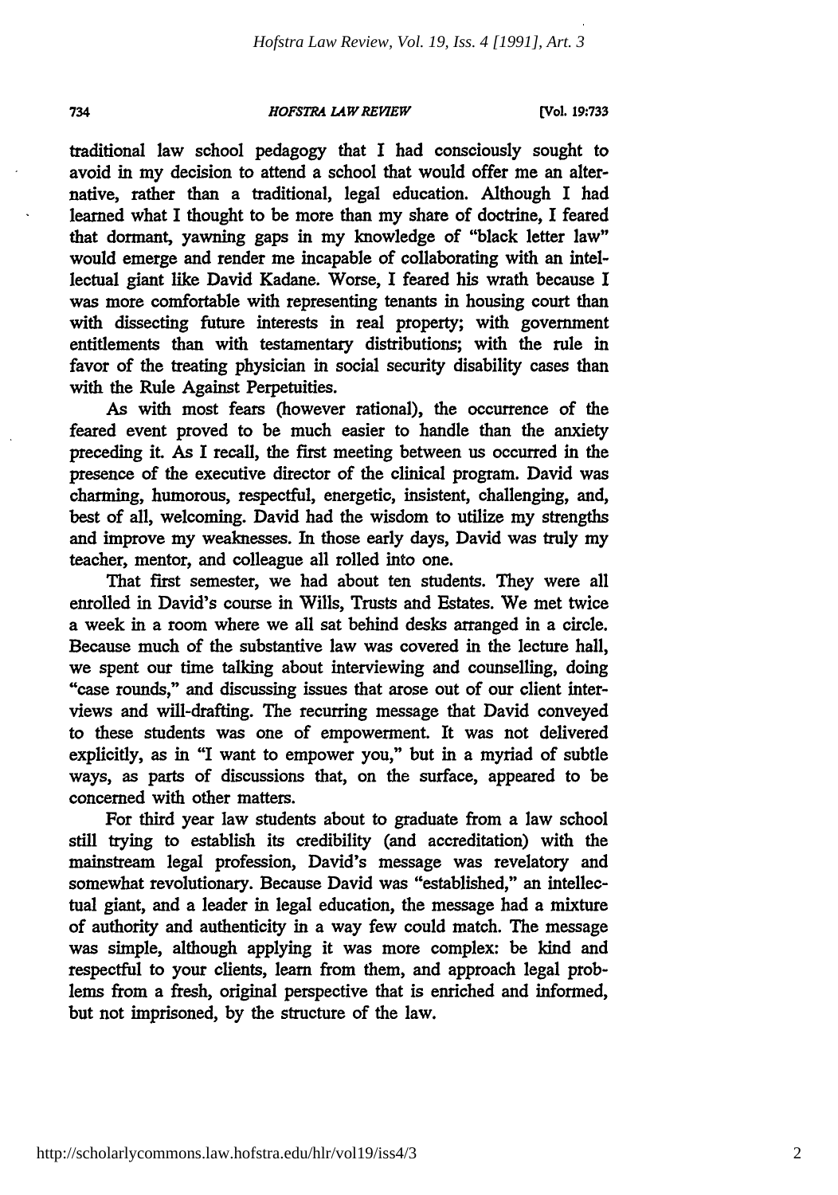traditional law school pedagogy that I had consciously sought to avoid in my decision to attend a school that would offer me an alternative, rather than a traditional, legal education. Although I had learned what I thought to be more than my share of doctrine, I feared that dormant, yawning gaps in my knowledge of "black letter law" would emerge and render me incapable of collaborating with an intellectual giant like David Kadane. Worse, I feared his wrath because I was more comfortable with representing tenants in housing court than with dissecting future interests in real property; with government entitlements than with testamentary distributions; with the rule in favor of the treating physician in social security disability cases than with the Rule Against Perpetuities.

As with most fears (however rational), the occurrence of the feared event proved to be much easier to handle than the anxiety preceding it. As I recall, the first meeting between us occurred in the presence of the executive director of the clinical program. David was charming, humorous, respectful, energetic, insistent, challenging, and, best of all, welcoming. David had the wisdom to utilize my strengths and improve my weaknesses. In those early days, David was truly my teacher, mentor, and colleague all rolled into one.

That first semester, we had about ten students. They were all enrolled in David's course in Wills, Trusts and Estates. We met twice a week in a room where we all sat behind desks arranged in a circle. Because much of the substantive law was covered in the lecture hall, we spent our time talking about interviewing and counselling, doing "case rounds," and discussing issues that arose out of our client interviews and will-drafting. The recurring message that David conveyed to these students was one of empowerment. It was not delivered explicitly, as in "I want to empower you," but in a myriad of subtle ways, as parts of discussions that, on the surface, appeared to be concerned with other matters.

For third year law students about to graduate from a law school still trying to establish its credibility (and accreditation) with the mainstream legal profession, David's message was revelatory and somewhat revolutionary. Because David was "established," an intellectual giant, and a leader in legal education, the message had a mixture of authority and authenticity in a way few could match. The message was simple, although applying it was more complex: be kind and respectful to your clients, learn from them, and approach legal problems from a fresh, original perspective that is enriched and informed, but not imprisoned, by the structure of the law.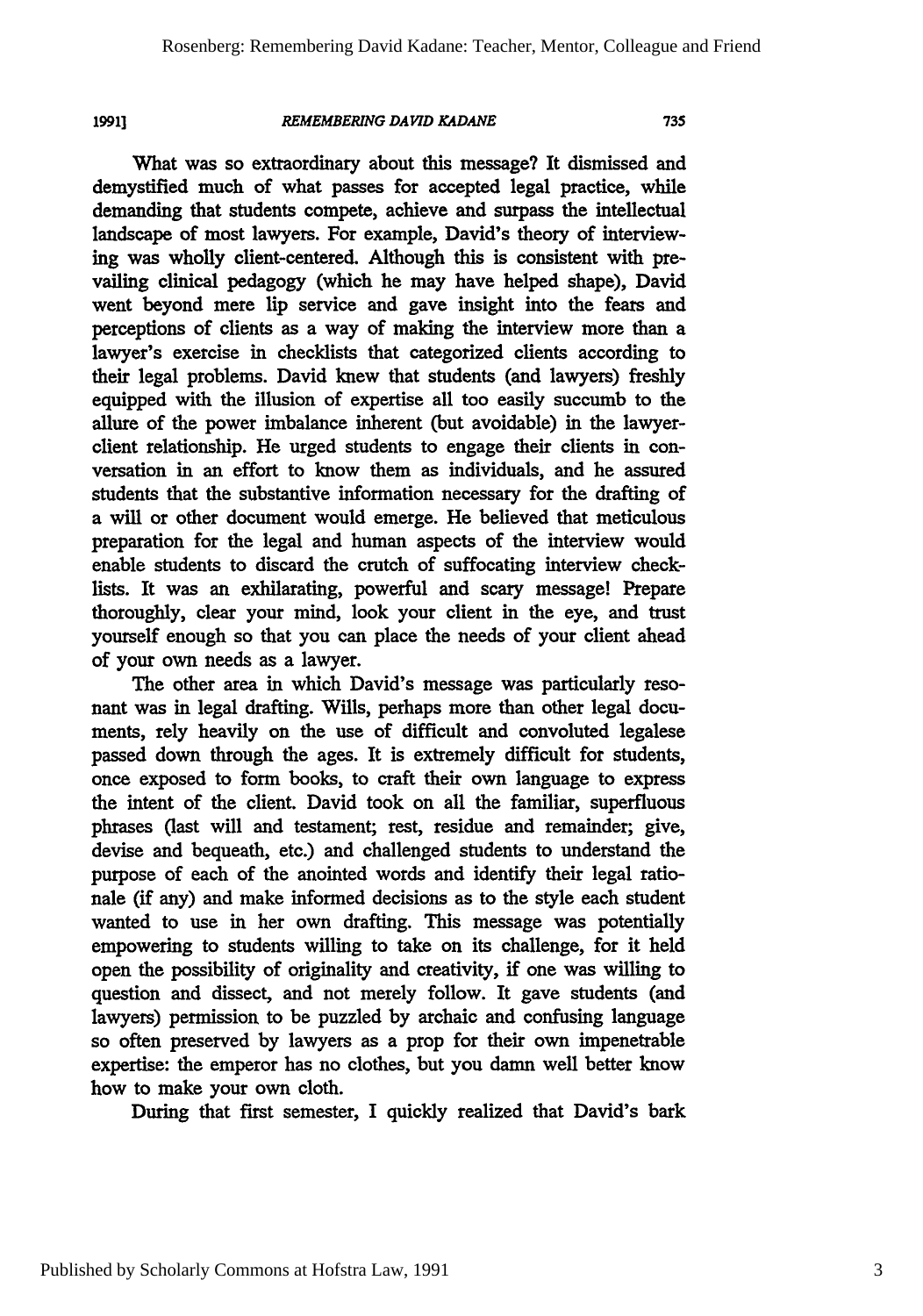What was so extraordinary about this message? It dismissed and demystified much of what passes for accepted legal practice, while demanding that students compete, achieve and surpass the intellectual landscape of most lawyers. For example, David's theory of interviewing was wholly client-centered. Although this is consistent with prevailing clinical pedagogy (which he may have helped shape), David went beyond mere lip service and gave insight into the fears and perceptions of clients as a way of making the interview more than a lawyer's exercise in checklists that categorized clients according to their legal problems. David knew that students (and lawyers) freshly equipped with the illusion of expertise all too easily succumb to the allure of the power imbalance inherent (but avoidable) in the lawyer-client relationship. He urged students to engage their clients in conversation in an effort to know them as individuals, and he assured students that the substantive information necessary for the drafting of a will or other document would emerge. He believed that meticulous preparation for the legal and human aspects of the interview would enable students to discard the crutch of suffocating interview checklists. It was an exhilarating, powerful and scary message! Prepare thoroughly, clear your mind, look your client in the eye, and trust yourself enough so that you can place the needs of your client ahead of your own needs as a lawyer.

The other area in which David's message was particularly resonant was in legal drafting. Wills, perhaps more than other legal documents, rely heavily on the use of difficult and convoluted legalese passed down through the ages. It is extremely difficult for students, once exposed to form books, to craft their own language to express the intent of the client. David took on all the familiar, superfluous phrases (last will and testament; rest, residue and remainder; give, devise and bequeath, etc.) and challenged students to understand the purpose of each of the anointed words and identify their legal rationale (if any) and make informed decisions as to the style each student wanted to use in her own drafting. This message was potentially empowering to students willing to take on its challenge, for it held open the possibility of originality and creativity, if one was willing to question and dissect, and not merely follow. It gave students (and lawyers) permission to be puzzled by archaic and confusing language so often preserved by lawyers as a prop for their own impenetrable expertise: the emperor has no clothes, but you damn well better know how to make your own cloth.

During that first semester, I quickly realized that David's bark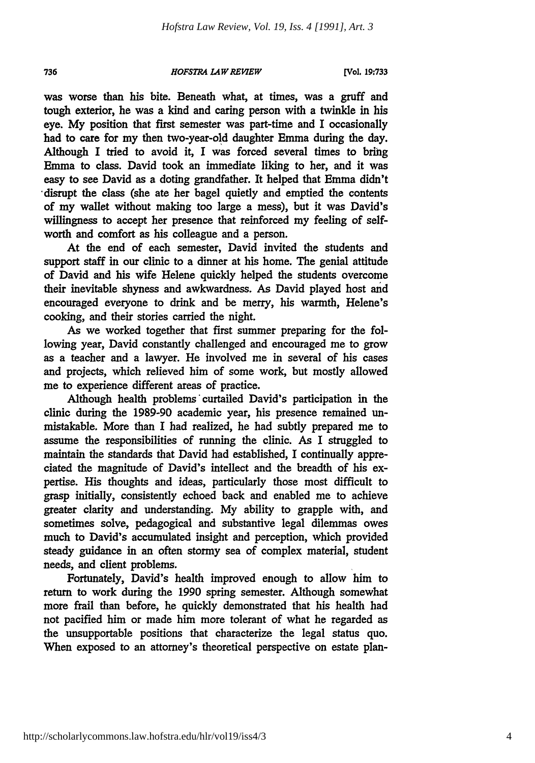was worse than his bite. Beneath what, at times, was a gruff and tough exterior, he was a kind and caring person with a twinkle in his eye. My position that first semester was part-time and I occasionally had to care for my then two-year-old daughter Emma during the day. Although I tried to avoid it, I was forced several times to bring Emma to class. David took an immediate liking to her, and it was easy to see David as a doting grandfather. It helped that Emma didn't disrupt the class (she ate her bagel quietly and emptied the contents of my wallet without making too large a mess), but it was David's willingness to accept her presence that reinforced my feeling of self-worth and comfort as his colleague and a person.

At the end of each semester, David invited the students and support staff in our clinic to a dinner at his home. The genial attitude of David and his wife Helene quickly helped the students overcome their inevitable shyness and awkwardness. As David played host and encouraged everyone to drink and be merry, his warmth, Helene's cooking, and their stories carried the night.

As we worked together that first summer preparing for the following year, David constantly challenged and encouraged me to grow as a teacher and a lawyer. He involved me in several of his cases and projects, which relieved him of some work, but mostly allowed me to experience different areas of practice.

Although health problems curtailed David's participation in the clinic during the 1989-90 academic year, his presence remained unmistakable. More than I had realized, he had subtly prepared me to assume the responsibilities of running the clinic. As I struggled to maintain the standards that David had established, I continually appreciated the magnitude of David's intellect and the breadth of his expertise. His thoughts and ideas, particularly those most difficult to grasp initially, consistently echoed back and enabled me to achieve greater clarity and understanding. My ability to grapple with, and sometimes solve, pedagogical and substantive legal dilemmas owes much to David's accumulated insight and perception, which provided steady guidance in an often stormy sea of complex material, student needs, and client problems.

Fortunately, David's health improved enough to allow him to return to work during the 1990 spring semester. Although somewhat more frail than before, he quickly demonstrated that his health had not pacified him or made him more tolerant of what he regarded as the unsupportable positions that characterize the legal status quo. When exposed to an attorney's theoretical perspective on estate plan-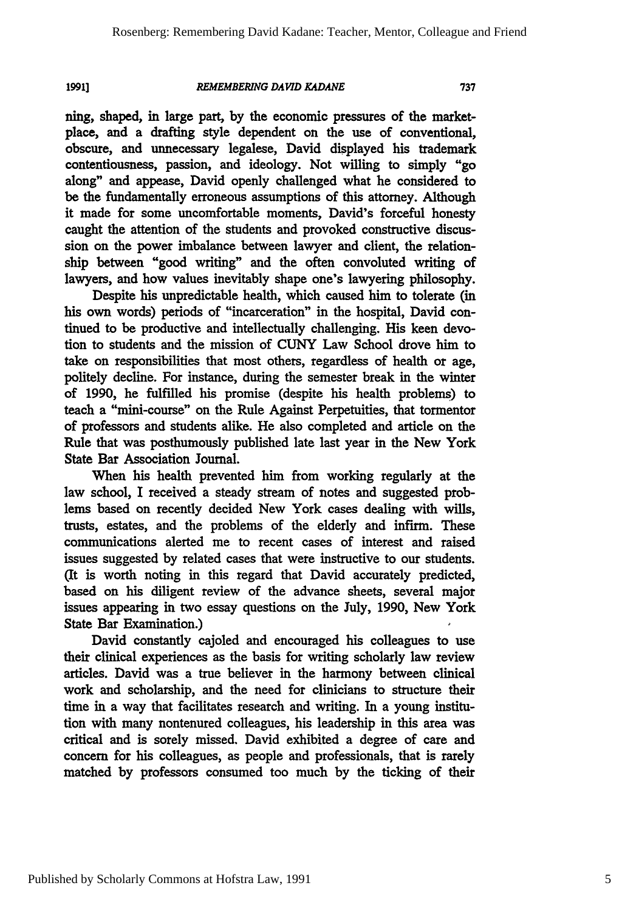ning, shaped, in large part, by the economic pressures of the marketplace, and a drafting style dependent on the use of conventional, obscure, and unnecessary legalese, David displayed his trademark contentiousness, passion, and ideology. Not willing to simply "go along" and appease, David openly challenged what he considered to be the fundamentally erroneous assumptions of this attorney. Although it made for some uncomfortable moments, David's forceful honesty caught the attention of the students and provoked constructive discussion on the power imbalance between lawyer and client, the relationship between "good writing" and the often convoluted writing of lawyers, and how values inevitably shape one's lawyering philosophy.

Despite his unpredictable health, which caused him to tolerate (in his own words) periods of "incarceration" in the hospital, David continued to be productive and intellectually challenging. His keen devotion to students and the mission of CUNY Law School drove him to take on responsibilities that most others, regardless of health or age, politely decline. For instance, during the semester break in the winter of 1990, he fulfilled his promise (despite his health problems) to teach a "mini-course" on the Rule Against Perpetuities, that tormentor of professors and students alike. He also completed and article on the Rule that was posthumously published late last year in the New York State Bar Association Journal.

When his health prevented him from working regularly at the law school, I received a steady stream of notes and suggested problems based on recently decided New York cases dealing with wills, trusts, estates, and the problems of the elderly and infirm. These communications alerted me to recent cases of interest and raised issues suggested by related cases that were instructive to our students. (It is worth noting in this regard that David accurately predicted, based on his diligent review of the advance sheets, several major issues appearing in two essay questions on the July, 1990, New York State Bar Examination.)

David constantly cajoled and encouraged his colleagues to use their clinical experiences as the basis for writing scholarly law review articles. David was a true believer in the harmony between clinical work and scholarship, and the need for clinicians to structure their time in a way that facilitates research and writing. In a young institution with many nontenured colleagues, his leadership in this area was critical and is sorely missed. David exhibited a degree of care and concern for his colleagues, as people and professionals, that is rarely matched by professors consumed too much by the ticking of their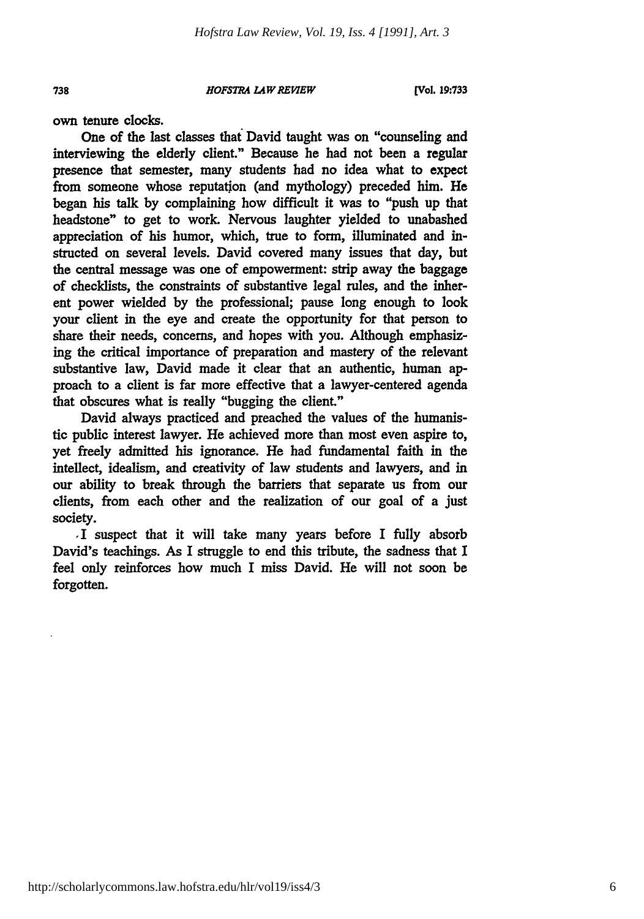own tenure clocks.

One of the last classes that David taught was on "counseling and interviewing the elderly client." Because he had not been a regular presence that semester, many students had no idea what to expect from someone whose reputation (and mythology) preceded him. He began his talk by complaining how difficult it was to "push up that headstone" to get to work. Nervous laughter yielded to unabashed appreciation of his humor, which, true to form, illuminated and instructed on several levels. David covered many issues that day, but the central message was one of empowerment: strip away the baggage of checklists, the constraints of substantive legal rules, and the inherent power wielded by the professional; pause long enough to look your client in the eye and create the opportunity for that person to share their needs, concerns, and hopes with you. Although emphasizing the critical importance of preparation and mastery of the relevant substantive law, David made it clear that an authentic, human approach to a client is far more effective that a lawyer-centered agenda that obscures what is really "bugging the client."

David always practiced and preached the values of the humanistic public interest lawyer. He achieved more than most even aspire to, yet freely admitted his ignorance. He had fundamental faith in the intellect, idealism, and creativity of law students and lawyers, and in our ability to break through the barriers that separate us from our clients, from each other and the realization of our goal of a just society.

I suspect that it will take many years before I fully absorb David's teachings. As I struggle to end this tribute, the sadness that I feel only reinforces how much I miss David. He will not soon be forgotten.